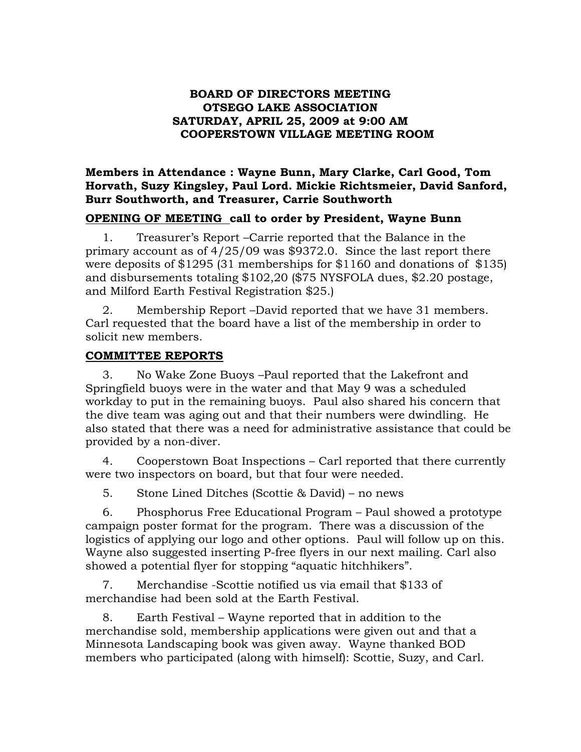# BOARD OF DIRECTORS MEETING
# OTSEGO LAKE ASSOCIATION
# SATURDAY, APRIL 25, 2009 at 9:00 AM
# COOPERSTOWN VILLAGE MEETING ROOM

**Members in Attendance : Wayne Bunn, Mary Clarke, Carl Good, Tom Horvath, Suzy Kingsley, Paul Lord. Mickie Richtsmeier, David Sanford, Burr Southworth, and Treasurer, Carrie Southworth**

**<u>OPENING OF MEETING</u> call to order by President, Wayne Bunn**

1. Treasurer's Report –Carrie reported that the Balance in the primary account as of 4/25/09 was $9372.0. Since the last report there were deposits of $1295 (31 memberships for $1160 and donations of $135) and disbursements totaling $102,20 ($75 NYSFOLA dues, $2.20 postage, and Milford Earth Festival Registration $25.)

2. Membership Report –David reported that we have 31 members. Carl requested that the board have a list of the membership in order to solicit new members.

**<u>COMMITTEE REPORTS</u>**

3. No Wake Zone Buoys –Paul reported that the Lakefront and Springfield buoys were in the water and that May 9 was a scheduled workday to put in the remaining buoys. Paul also shared his concern that the dive team was aging out and that their numbers were dwindling. He also stated that there was a need for administrative assistance that could be provided by a non-diver.

4. Cooperstown Boat Inspections – Carl reported that there currently were two inspectors on board, but that four were needed.

5. Stone Lined Ditches (Scottie & David) – no news

6. Phosphorus Free Educational Program – Paul showed a prototype campaign poster format for the program. There was a discussion of the logistics of applying our logo and other options. Paul will follow up on this. Wayne also suggested inserting P-free flyers in our next mailing. Carl also showed a potential flyer for stopping "aquatic hitchhikers".

7. Merchandise -Scottie notified us via email that $133 of merchandise had been sold at the Earth Festival.

8. Earth Festival – Wayne reported that in addition to the merchandise sold, membership applications were given out and that a Minnesota Landscaping book was given away. Wayne thanked BOD members who participated (along with himself): Scottie, Suzy, and Carl.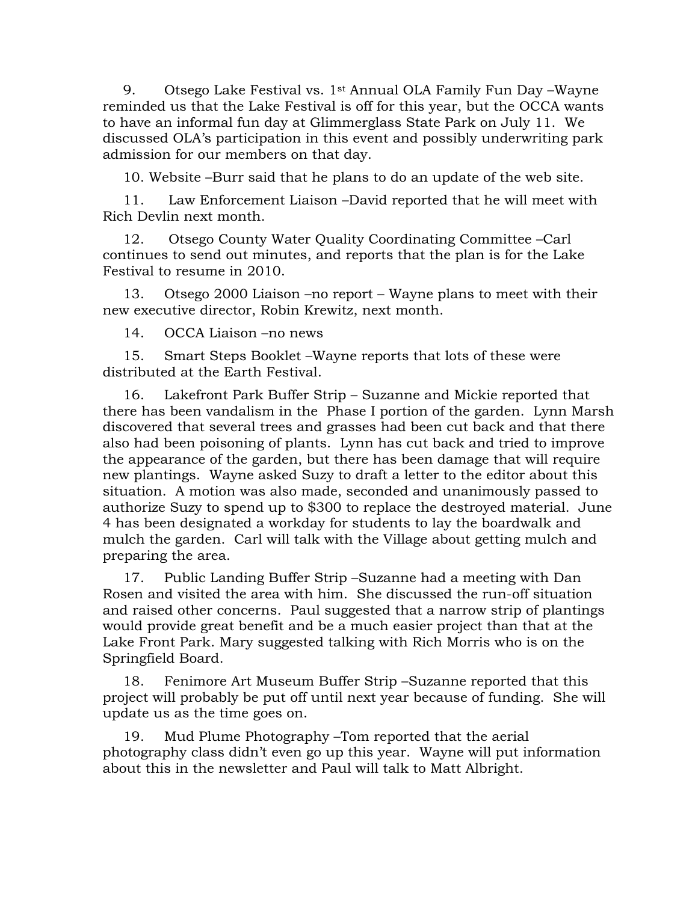9. Otsego Lake Festival vs. 1st Annual OLA Family Fun Day –Wayne reminded us that the Lake Festival is off for this year, but the OCCA wants to have an informal fun day at Glimmerglass State Park on July 11. We discussed OLA's participation in this event and possibly underwriting park admission for our members on that day.

10. Website –Burr said that he plans to do an update of the web site.

11. Law Enforcement Liaison –David reported that he will meet with Rich Devlin next month.

12. Otsego County Water Quality Coordinating Committee –Carl continues to send out minutes, and reports that the plan is for the Lake Festival to resume in 2010.

13. Otsego 2000 Liaison –no report – Wayne plans to meet with their new executive director, Robin Krewitz, next month.

14. OCCA Liaison –no news

15. Smart Steps Booklet –Wayne reports that lots of these were distributed at the Earth Festival.

16. Lakefront Park Buffer Strip – Suzanne and Mickie reported that there has been vandalism in the Phase I portion of the garden. Lynn Marsh discovered that several trees and grasses had been cut back and that there also had been poisoning of plants. Lynn has cut back and tried to improve the appearance of the garden, but there has been damage that will require new plantings. Wayne asked Suzy to draft a letter to the editor about this situation. A motion was also made, seconded and unanimously passed to authorize Suzy to spend up to $300 to replace the destroyed material. June 4 has been designated a workday for students to lay the boardwalk and mulch the garden. Carl will talk with the Village about getting mulch and preparing the area.

17. Public Landing Buffer Strip –Suzanne had a meeting with Dan Rosen and visited the area with him. She discussed the run-off situation and raised other concerns. Paul suggested that a narrow strip of plantings would provide great benefit and be a much easier project than that at the Lake Front Park. Mary suggested talking with Rich Morris who is on the Springfield Board.

18. Fenimore Art Museum Buffer Strip –Suzanne reported that this project will probably be put off until next year because of funding. She will update us as the time goes on.

19. Mud Plume Photography –Tom reported that the aerial photography class didn't even go up this year. Wayne will put information about this in the newsletter and Paul will talk to Matt Albright.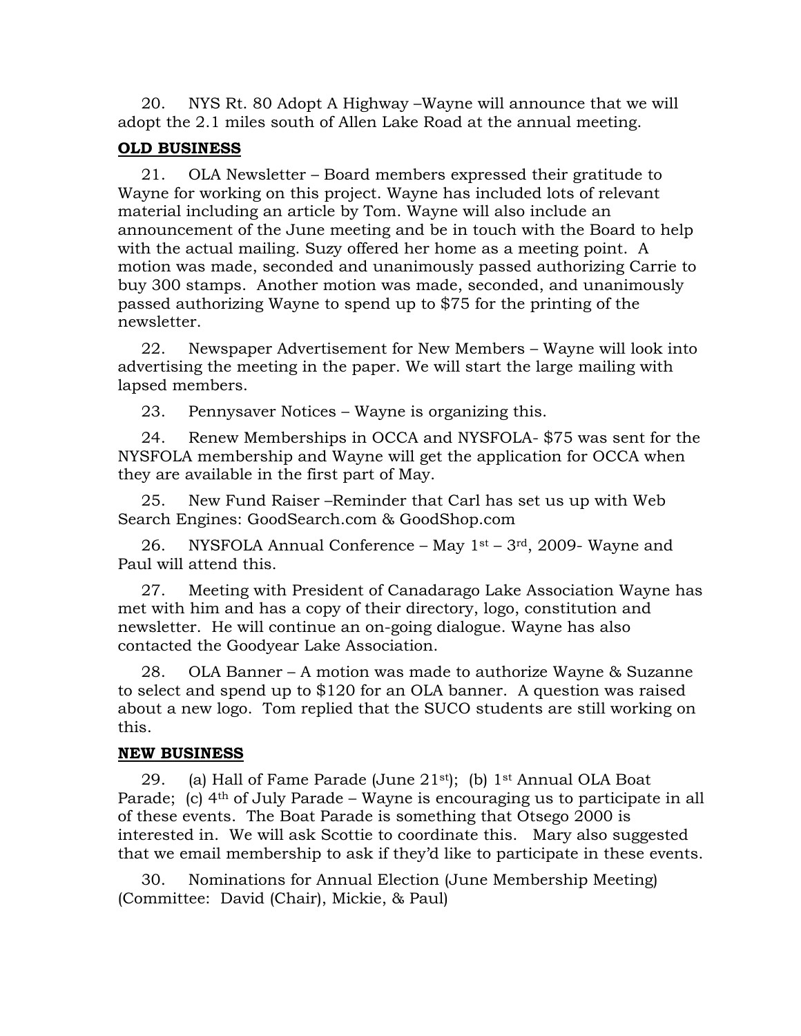20. NYS Rt. 80 Adopt A Highway –Wayne will announce that we will adopt the 2.1 miles south of Allen Lake Road at the annual meeting.

**OLD BUSINESS**

21. OLA Newsletter – Board members expressed their gratitude to Wayne for working on this project. Wayne has included lots of relevant material including an article by Tom. Wayne will also include an announcement of the June meeting and be in touch with the Board to help with the actual mailing. Suzy offered her home as a meeting point. A motion was made, seconded and unanimously passed authorizing Carrie to buy 300 stamps. Another motion was made, seconded, and unanimously passed authorizing Wayne to spend up to $75 for the printing of the newsletter.

22. Newspaper Advertisement for New Members – Wayne will look into advertising the meeting in the paper. We will start the large mailing with lapsed members.

23. Pennysaver Notices – Wayne is organizing this.

24. Renew Memberships in OCCA and NYSFOLA- $75 was sent for the NYSFOLA membership and Wayne will get the application for OCCA when they are available in the first part of May.

25. New Fund Raiser –Reminder that Carl has set us up with Web Search Engines: GoodSearch.com & GoodShop.com

26. NYSFOLA Annual Conference – May 1st – 3rd, 2009- Wayne and Paul will attend this.

27. Meeting with President of Canadarago Lake Association Wayne has met with him and has a copy of their directory, logo, constitution and newsletter. He will continue an on-going dialogue. Wayne has also contacted the Goodyear Lake Association.

28. OLA Banner – A motion was made to authorize Wayne & Suzanne to select and spend up to $120 for an OLA banner. A question was raised about a new logo. Tom replied that the SUCO students are still working on this.

**NEW BUSINESS**

29. (a) Hall of Fame Parade (June 21st); (b) 1st Annual OLA Boat Parade; (c) 4th of July Parade – Wayne is encouraging us to participate in all of these events. The Boat Parade is something that Otsego 2000 is interested in. We will ask Scottie to coordinate this. Mary also suggested that we email membership to ask if they'd like to participate in these events.

30. Nominations for Annual Election (June Membership Meeting) (Committee: David (Chair), Mickie, & Paul)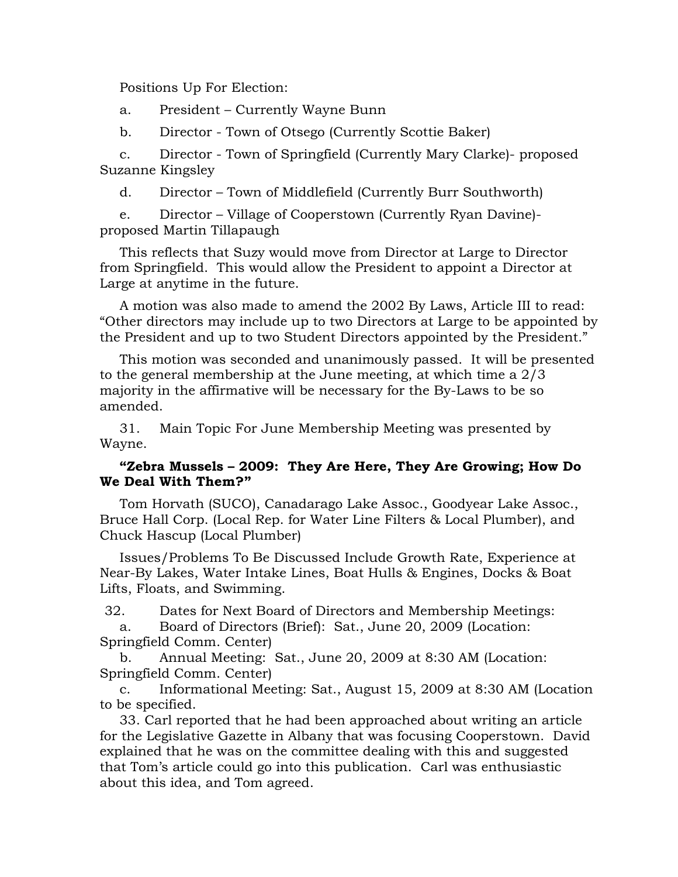Positions Up For Election:

a. President – Currently Wayne Bunn

b. Director - Town of Otsego (Currently Scottie Baker)

c. Director - Town of Springfield (Currently Mary Clarke)- proposed Suzanne Kingsley

d. Director – Town of Middlefield (Currently Burr Southworth)

e. Director – Village of Cooperstown (Currently Ryan Davine)- proposed Martin Tillapaugh

This reflects that Suzy would move from Director at Large to Director from Springfield. This would allow the President to appoint a Director at Large at anytime in the future.

A motion was also made to amend the 2002 By Laws, Article III to read: "Other directors may include up to two Directors at Large to be appointed by the President and up to two Student Directors appointed by the President."

This motion was seconded and unanimously passed. It will be presented to the general membership at the June meeting, at which time a 2/3 majority in the affirmative will be necessary for the By-Laws to be so amended.

31. Main Topic For June Membership Meeting was presented by Wayne.

**"Zebra Mussels – 2009: They Are Here, They Are Growing; How Do We Deal With Them?"**

Tom Horvath (SUCO), Canadarago Lake Assoc., Goodyear Lake Assoc., Bruce Hall Corp. (Local Rep. for Water Line Filters & Local Plumber), and Chuck Hascup (Local Plumber)

Issues/Problems To Be Discussed Include Growth Rate, Experience at Near-By Lakes, Water Intake Lines, Boat Hulls & Engines, Docks & Boat Lifts, Floats, and Swimming.

32. Dates for Next Board of Directors and Membership Meetings:

a. Board of Directors (Brief): Sat., June 20, 2009 (Location: Springfield Comm. Center)

b. Annual Meeting: Sat., June 20, 2009 at 8:30 AM (Location: Springfield Comm. Center)

c. Informational Meeting: Sat., August 15, 2009 at 8:30 AM (Location to be specified.

33. Carl reported that he had been approached about writing an article for the Legislative Gazette in Albany that was focusing Cooperstown. David explained that he was on the committee dealing with this and suggested that Tom's article could go into this publication. Carl was enthusiastic about this idea, and Tom agreed.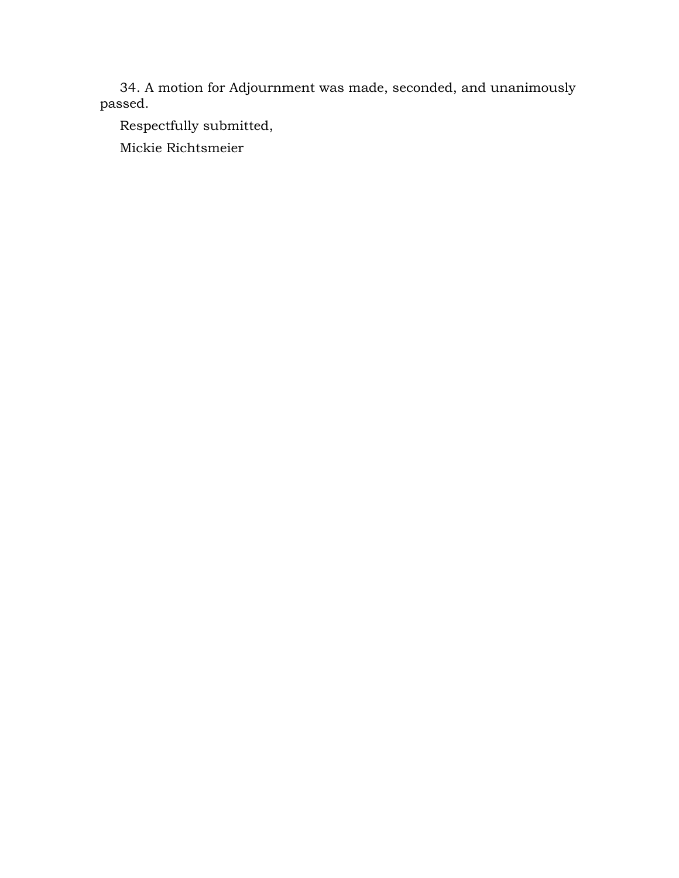34. A motion for Adjournment was made, seconded, and unanimously passed.

Respectfully submitted,

Mickie Richtsmeier